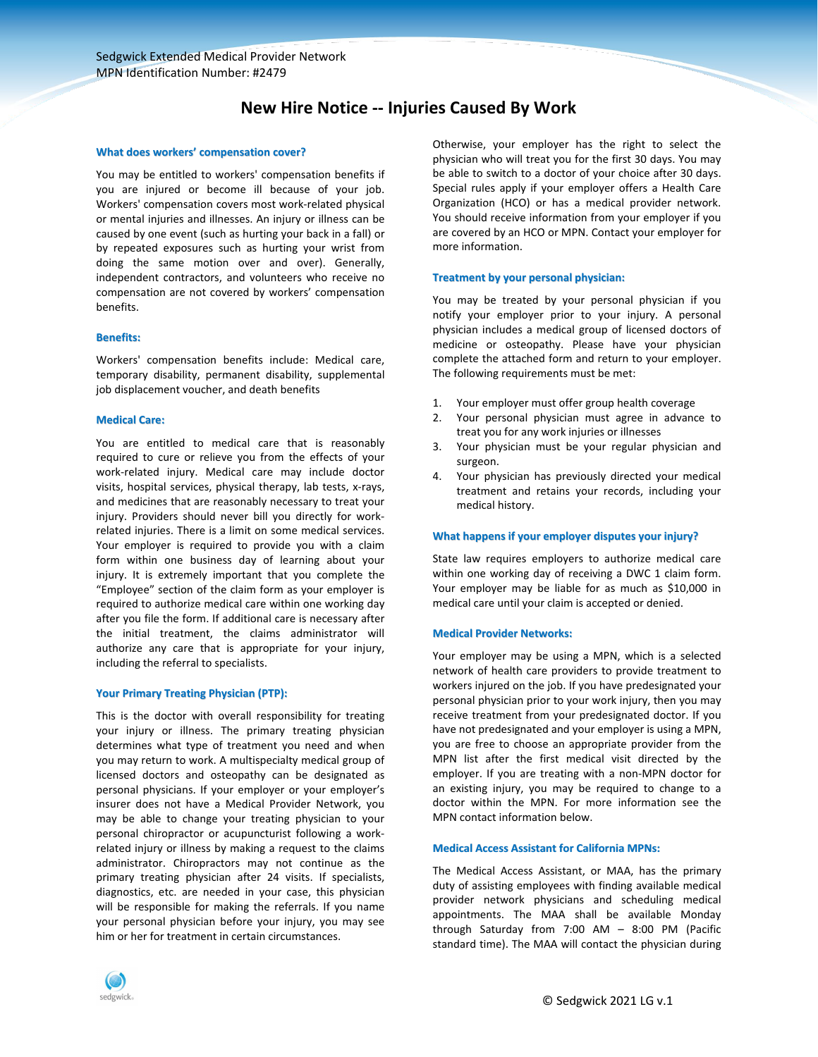Sedgwick Extended Medical Provider Network
MPN Identification Number: #2479

# New Hire Notice -- Injuries Caused By Work

### What does workers' compensation cover?

You may be entitled to workers' compensation benefits if you are injured or become ill because of your job. Workers' compensation covers most work-related physical or mental injuries and illnesses. An injury or illness can be caused by one event (such as hurting your back in a fall) or by repeated exposures such as hurting your wrist from doing the same motion over and over). Generally, independent contractors, and volunteers who receive no compensation are not covered by workers' compensation benefits.

### Benefits:

Workers' compensation benefits include: Medical care, temporary disability, permanent disability, supplemental job displacement voucher, and death benefits

### Medical Care:

You are entitled to medical care that is reasonably required to cure or relieve you from the effects of your work-related injury. Medical care may include doctor visits, hospital services, physical therapy, lab tests, x-rays, and medicines that are reasonably necessary to treat your injury. Providers should never bill you directly for work-related injuries. There is a limit on some medical services. Your employer is required to provide you with a claim form within one business day of learning about your injury. It is extremely important that you complete the "Employee" section of the claim form as your employer is required to authorize medical care within one working day after you file the form. If additional care is necessary after the initial treatment, the claims administrator will authorize any care that is appropriate for your injury, including the referral to specialists.

### Your Primary Treating Physician (PTP):

This is the doctor with overall responsibility for treating your injury or illness. The primary treating physician determines what type of treatment you need and when you may return to work. A multispecialty medical group of licensed doctors and osteopathy can be designated as personal physicians. If your employer or your employer's insurer does not have a Medical Provider Network, you may be able to change your treating physician to your personal chiropractor or acupuncturist following a work-related injury or illness by making a request to the claims administrator. Chiropractors may not continue as the primary treating physician after 24 visits. If specialists, diagnostics, etc. are needed in your case, this physician will be responsible for making the referrals. If you name your personal physician before your injury, you may see him or her for treatment in certain circumstances.

Otherwise, your employer has the right to select the physician who will treat you for the first 30 days. You may be able to switch to a doctor of your choice after 30 days. Special rules apply if your employer offers a Health Care Organization (HCO) or has a medical provider network. You should receive information from your employer if you are covered by an HCO or MPN. Contact your employer for more information.

### Treatment by your personal physician:

You may be treated by your personal physician if you notify your employer prior to your injury. A personal physician includes a medical group of licensed doctors of medicine or osteopathy. Please have your physician complete the attached form and return to your employer. The following requirements must be met:

1. Your employer must offer group health coverage
2. Your personal physician must agree in advance to treat you for any work injuries or illnesses
3. Your physician must be your regular physician and surgeon.
4. Your physician has previously directed your medical treatment and retains your records, including your medical history.

### What happens if your employer disputes your injury?

State law requires employers to authorize medical care within one working day of receiving a DWC 1 claim form. Your employer may be liable for as much as $10,000 in medical care until your claim is accepted or denied.

### Medical Provider Networks:

Your employer may be using a MPN, which is a selected network of health care providers to provide treatment to workers injured on the job. If you have predesignated your personal physician prior to your work injury, then you may receive treatment from your predesignated doctor. If you have not predesignated and your employer is using a MPN, you are free to choose an appropriate provider from the MPN list after the first medical visit directed by the employer. If you are treating with a non-MPN doctor for an existing injury, you may be required to change to a doctor within the MPN. For more information see the MPN contact information below.

### Medical Access Assistant for California MPNs:

The Medical Access Assistant, or MAA, has the primary duty of assisting employees with finding available medical provider network physicians and scheduling medical appointments. The MAA shall be available Monday through Saturday from 7:00 AM – 8:00 PM (Pacific standard time). The MAA will contact the physician during

© Sedgwick 2021 LG v.1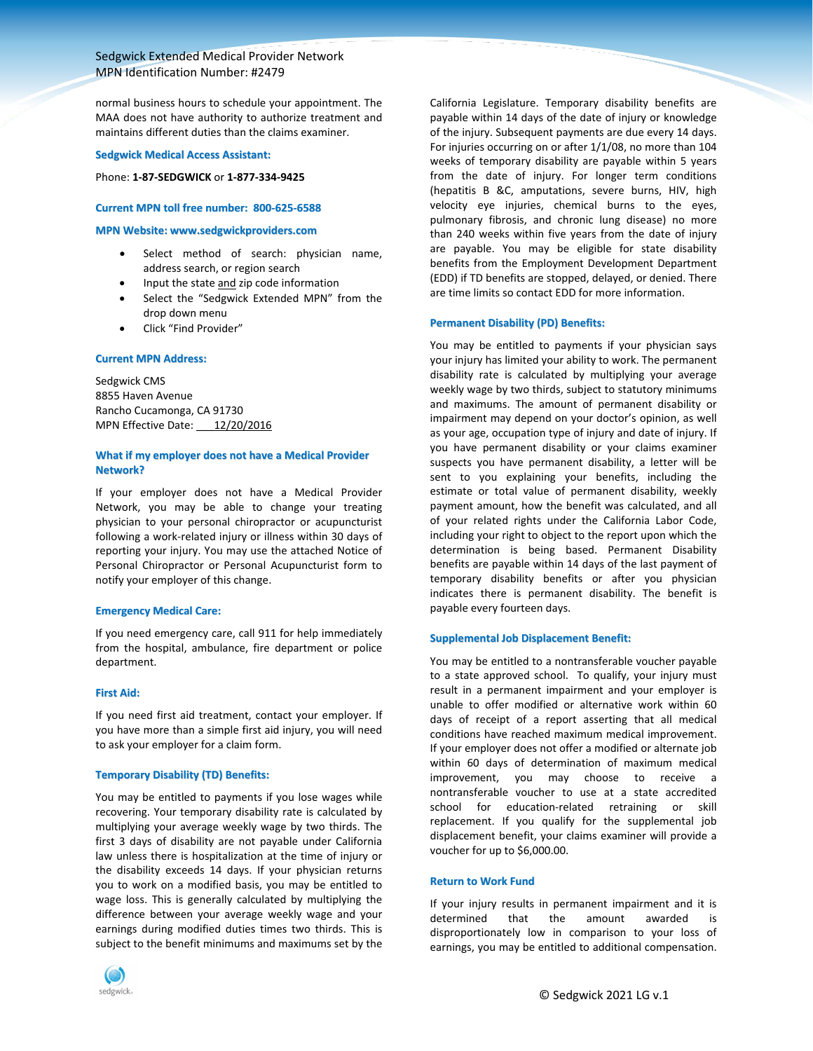normal business hours to schedule your appointment. The MAA does not have authority to authorize treatment and maintains different duties than the claims examiner.

### Sedgwick Medical Access Assistant:

Phone: **1-87-SEDGWICK** or **1-877-334-9425**

### Current MPN toll free number: 800-625-6588

### MPN Website: www.sedgwickproviders.com

- Select method of search: physician name, address search, or region search
- Input the state and zip code information
- Select the "Sedgwick Extended MPN" from the drop down menu
- Click "Find Provider"

### Current MPN Address:

Sedgwick CMS
8855 Haven Avenue
Rancho Cucamonga, CA 91730
MPN Effective Date: 12/20/2016

### What if my employer does not have a Medical Provider Network?

If your employer does not have a Medical Provider Network, you may be able to change your treating physician to your personal chiropractor or acupuncturist following a work-related injury or illness within 30 days of reporting your injury. You may use the attached Notice of Personal Chiropractor or Personal Acupuncturist form to notify your employer of this change.

### Emergency Medical Care:

If you need emergency care, call 911 for help immediately from the hospital, ambulance, fire department or police department.

### First Aid:

If you need first aid treatment, contact your employer. If you have more than a simple first aid injury, you will need to ask your employer for a claim form.

### Temporary Disability (TD) Benefits:

You may be entitled to payments if you lose wages while recovering. Your temporary disability rate is calculated by multiplying your average weekly wage by two thirds. The first 3 days of disability are not payable under California law unless there is hospitalization at the time of injury or the disability exceeds 14 days. If your physician returns you to work on a modified basis, you may be entitled to wage loss. This is generally calculated by multiplying the difference between your average weekly wage and your earnings during modified duties times two thirds. This is subject to the benefit minimums and maximums set by the California Legislature. Temporary disability benefits are payable within 14 days of the date of injury or knowledge of the injury. Subsequent payments are due every 14 days. For injuries occurring on or after 1/1/08, no more than 104 weeks of temporary disability are payable within 5 years from the date of injury. For longer term conditions (hepatitis B &C, amputations, severe burns, HIV, high velocity eye injuries, chemical burns to the eyes, pulmonary fibrosis, and chronic lung disease) no more than 240 weeks within five years from the date of injury are payable. You may be eligible for state disability benefits from the Employment Development Department (EDD) if TD benefits are stopped, delayed, or denied. There are time limits so contact EDD for more information.

### Permanent Disability (PD) Benefits:

You may be entitled to payments if your physician says your injury has limited your ability to work. The permanent disability rate is calculated by multiplying your average weekly wage by two thirds, subject to statutory minimums and maximums. The amount of permanent disability or impairment may depend on your doctor's opinion, as well as your age, occupation type of injury and date of injury. If you have permanent disability or your claims examiner suspects you have permanent disability, a letter will be sent to you explaining your benefits, including the estimate or total value of permanent disability, weekly payment amount, how the benefit was calculated, and all of your related rights under the California Labor Code, including your right to object to the report upon which the determination is being based. Permanent Disability benefits are payable within 14 days of the last payment of temporary disability benefits or after you physician indicates there is permanent disability. The benefit is payable every fourteen days.

### Supplemental Job Displacement Benefit:

You may be entitled to a nontransferable voucher payable to a state approved school. To qualify, your injury must result in a permanent impairment and your employer is unable to offer modified or alternative work within 60 days of receipt of a report asserting that all medical conditions have reached maximum medical improvement. If your employer does not offer a modified or alternate job within 60 days of determination of maximum medical improvement, you may choose to receive a nontransferable voucher to use at a state accredited school for education-related retraining or skill replacement. If you qualify for the supplemental job displacement benefit, your claims examiner will provide a voucher for up to $6,000.00.

### Return to Work Fund

If your injury results in permanent impairment and it is determined that the amount awarded is disproportionately low in comparison to your loss of earnings, you may be entitled to additional compensation.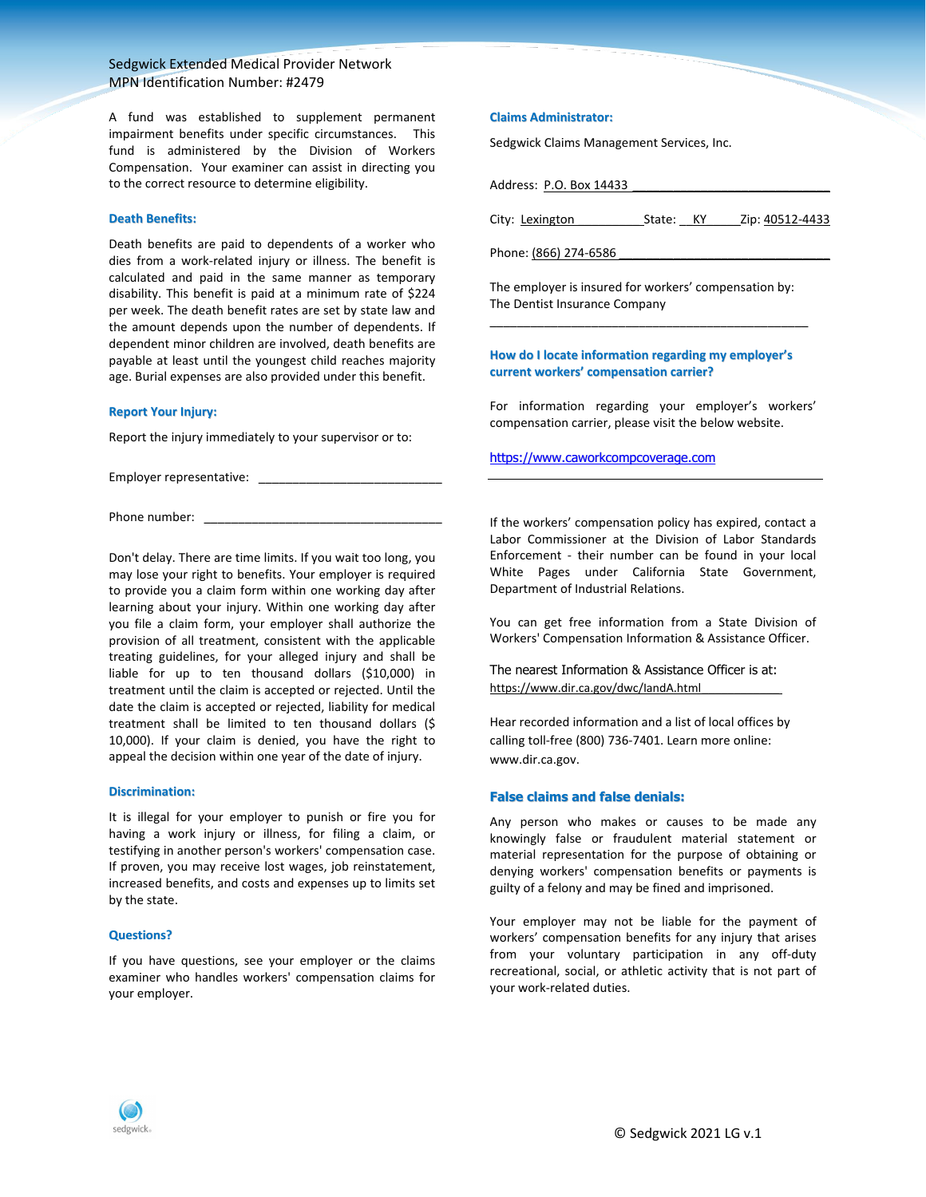Sedgwick Extended Medical Provider Network
MPN Identification Number: #2479

A fund was established to supplement permanent impairment benefits under specific circumstances. This fund is administered by the Division of Workers Compensation. Your examiner can assist in directing you to the correct resource to determine eligibility.

### Death Benefits:

Death benefits are paid to dependents of a worker who dies from a work-related injury or illness. The benefit is calculated and paid in the same manner as temporary disability. This benefit is paid at a minimum rate of $224 per week. The death benefit rates are set by state law and the amount depends upon the number of dependents. If dependent minor children are involved, death benefits are payable at least until the youngest child reaches majority age. Burial expenses are also provided under this benefit.

### Report Your Injury:

Report the injury immediately to your supervisor or to:

Employer representative: ___________________________

Phone number: ___________________________________

Don't delay. There are time limits. If you wait too long, you may lose your right to benefits. Your employer is required to provide you a claim form within one working day after learning about your injury. Within one working day after you file a claim form, your employer shall authorize the provision of all treatment, consistent with the applicable treating guidelines, for your alleged injury and shall be liable for up to ten thousand dollars ($10,000) in treatment until the claim is accepted or rejected. Until the date the claim is accepted or rejected, liability for medical treatment shall be limited to ten thousand dollars ($ 10,000). If your claim is denied, you have the right to appeal the decision within one year of the date of injury.

### Discrimination:

It is illegal for your employer to punish or fire you for having a work injury or illness, for filing a claim, or testifying in another person's workers' compensation case. If proven, you may receive lost wages, job reinstatement, increased benefits, and costs and expenses up to limits set by the state.

### Questions?

If you have questions, see your employer or the claims examiner who handles workers' compensation claims for your employer.

### Claims Administrator:

Sedgwick Claims Management Services, Inc.

Address: P.O. Box 14433

City: Lexington State: KY Zip: 40512-4433

Phone: (866) 274-6586

The employer is insured for workers' compensation by:
The Dentist Insurance Company

### How do I locate information regarding my employer's current workers' compensation carrier?

For information regarding your employer's workers' compensation carrier, please visit the below website.

https://www.caworkcompcoverage.com

If the workers' compensation policy has expired, contact a Labor Commissioner at the Division of Labor Standards Enforcement - their number can be found in your local White Pages under California State Government, Department of Industrial Relations.

You can get free information from a State Division of Workers' Compensation Information & Assistance Officer.

The nearest Information & Assistance Officer is at:
https://www.dir.ca.gov/dwc/IandA.html

Hear recorded information and a list of local offices by calling toll-free (800) 736-7401. Learn more online: www.dir.ca.gov.

### False claims and false denials:

Any person who makes or causes to be made any knowingly false or fraudulent material statement or material representation for the purpose of obtaining or denying workers' compensation benefits or payments is guilty of a felony and may be fined and imprisoned.

Your employer may not be liable for the payment of workers' compensation benefits for any injury that arises from your voluntary participation in any off-duty recreational, social, or athletic activity that is not part of your work-related duties.

© Sedgwick 2021 LG v.1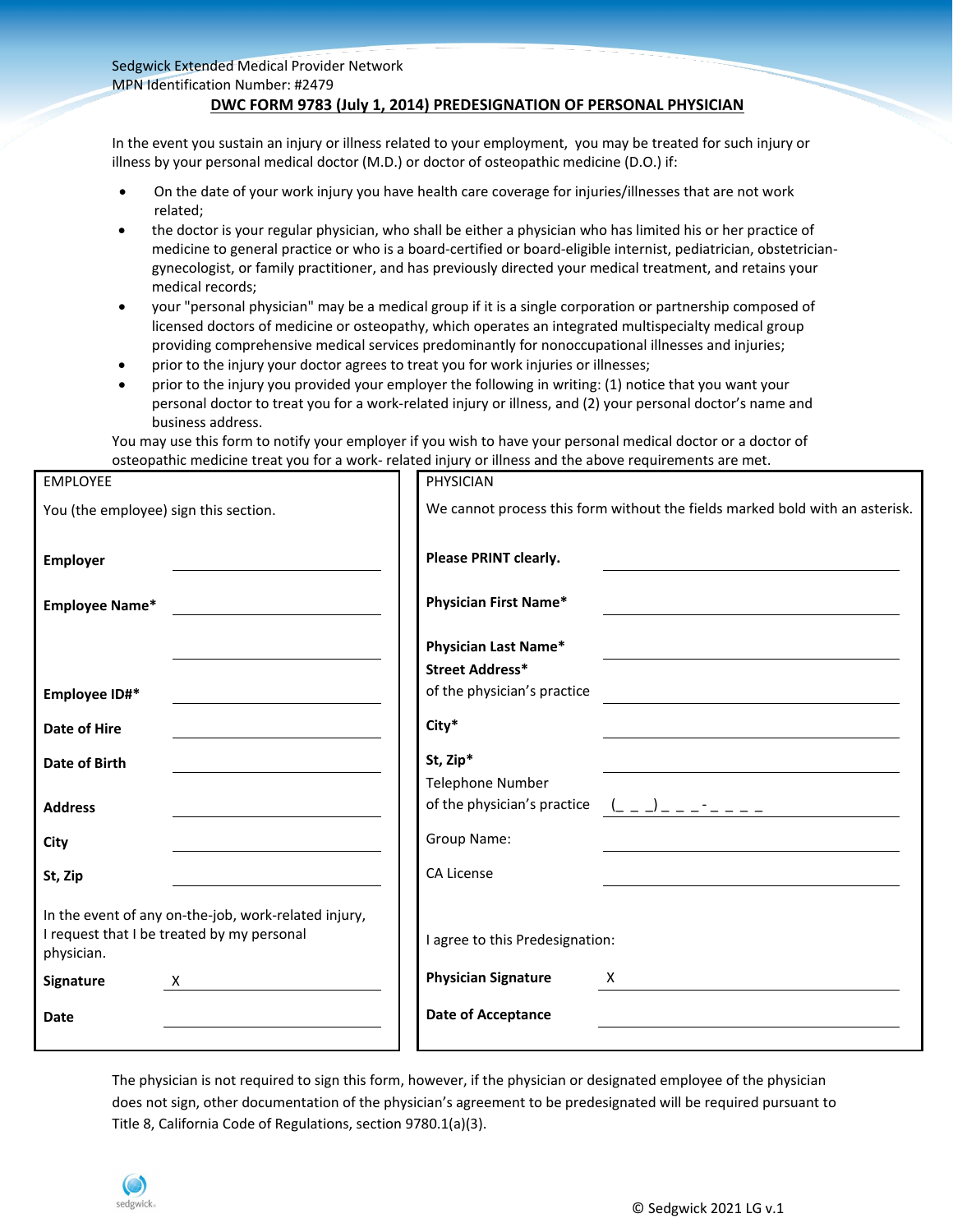Sedgwick Extended Medical Provider Network
MPN Identification Number: #2479

## DWC FORM 9783 (July 1, 2014) PREDESIGNATION OF PERSONAL PHYSICIAN

In the event you sustain an injury or illness related to your employment, you may be treated for such injury or illness by your personal medical doctor (M.D.) or doctor of osteopathic medicine (D.O.) if:

- On the date of your work injury you have health care coverage for injuries/illnesses that are not work related;
- the doctor is your regular physician, who shall be either a physician who has limited his or her practice of medicine to general practice or who is a board-certified or board-eligible internist, pediatrician, obstetrician-gynecologist, or family practitioner, and has previously directed your medical treatment, and retains your medical records;
- your "personal physician" may be a medical group if it is a single corporation or partnership composed of licensed doctors of medicine or osteopathy, which operates an integrated multispecialty medical group providing comprehensive medical services predominantly for nonoccupational illnesses and injuries;
- prior to the injury your doctor agrees to treat you for work injuries or illnesses;
- prior to the injury you provided your employer the following in writing: (1) notice that you want your personal doctor to treat you for a work-related injury or illness, and (2) your personal doctor's name and business address.

You may use this form to notify your employer if you wish to have your personal medical doctor or a doctor of osteopathic medicine treat you for a work- related injury or illness and the above requirements are met.

| EMPLOYEE | | PHYSICIAN | |
|---|---|---|---|
| You (the employee) sign this section. | | We cannot process this form without the fields marked bold with an asterisk. | |
| **Employer** | | **Please PRINT clearly.** | |
| **Employee Name*** | | **Physician First Name*** | |
| | | **Physician Last Name*** | |
| **Employee ID#*** | | **Street Address*** of the physician's practice | |
| **Date of Hire** | | **City*** | |
| **Date of Birth** | | **St, Zip*** | |
| **Address** | | Telephone Number of the physician's practice | (_ _ _) _ _ _-_ _ _ _ |
| **City** | | Group Name: | |
| **St, Zip** | | CA License | |
| In the event of any on-the-job, work-related injury, I request that I be treated by my personal physician. | | I agree to this Predesignation: | |
| **Signature** | X | **Physician Signature** | X |
| **Date** | | **Date of Acceptance** | |

The physician is not required to sign this form, however, if the physician or designated employee of the physician does not sign, other documentation of the physician's agreement to be predesignated will be required pursuant to Title 8, California Code of Regulations, section 9780.1(a)(3).

sedgwick

© Sedgwick 2021 LG v.1